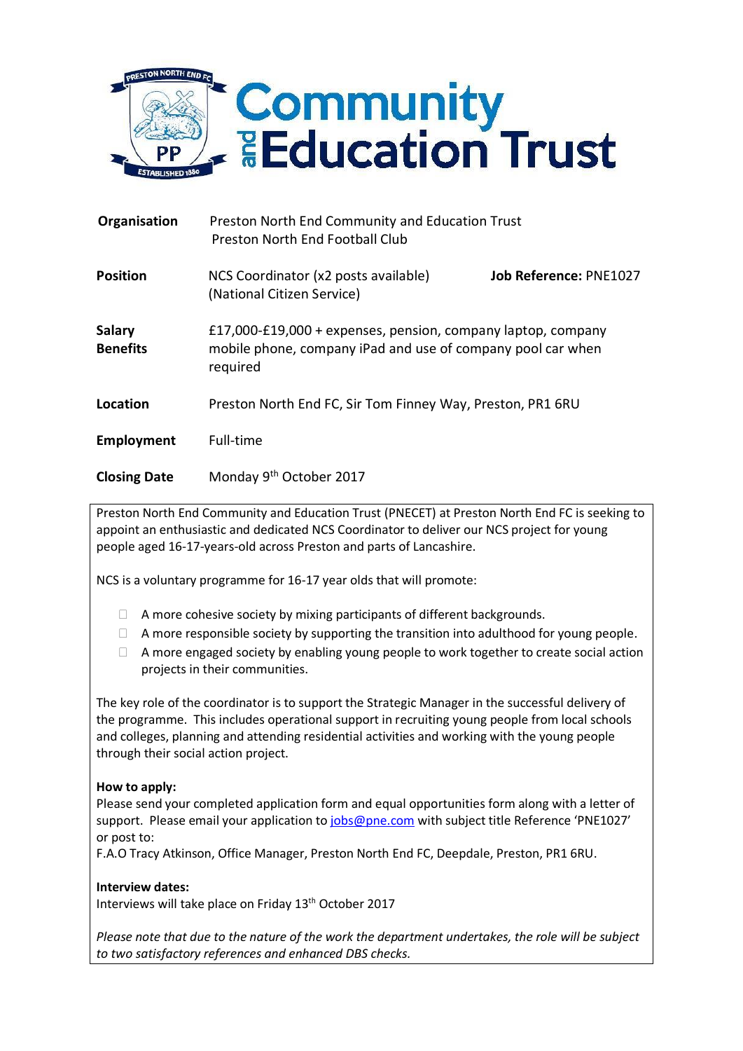# Community and Education Trust

| | | |
|---|---|---|
| **Organisation** | Preston North End Community and Education Trust<br>Preston North End Football Club | |
| **Position** | NCS Coordinator (x2 posts available)<br>(National Citizen Service) | **Job Reference:** PNE1027 |
| **Salary**<br>**Benefits** | £17,000-£19,000 + expenses, pension, company laptop, company mobile phone, company iPad and use of company pool car when required | |
| **Location** | Preston North End FC, Sir Tom Finney Way, Preston, PR1 6RU | |
| **Employment** | Full-time | |
| **Closing Date** | Monday 9th October 2017 | |

Preston North End Community and Education Trust (PNECET) at Preston North End FC is seeking to appoint an enthusiastic and dedicated NCS Coordinator to deliver our NCS project for young people aged 16-17-years-old across Preston and parts of Lancashire.

NCS is a voluntary programme for 16-17 year olds that will promote:

- A more cohesive society by mixing participants of different backgrounds.
- A more responsible society by supporting the transition into adulthood for young people.
- A more engaged society by enabling young people to work together to create social action projects in their communities.

The key role of the coordinator is to support the Strategic Manager in the successful delivery of the programme. This includes operational support in recruiting young people from local schools and colleges, planning and attending residential activities and working with the young people through their social action project.

**How to apply:**
Please send your completed application form and equal opportunities form along with a letter of support. Please email your application to jobs@pne.com with subject title Reference 'PNE1027' or post to:
F.A.O Tracy Atkinson, Office Manager, Preston North End FC, Deepdale, Preston, PR1 6RU.

**Interview dates:**
Interviews will take place on Friday 13th October 2017

*Please note that due to the nature of the work the department undertakes, the role will be subject to two satisfactory references and enhanced DBS checks.*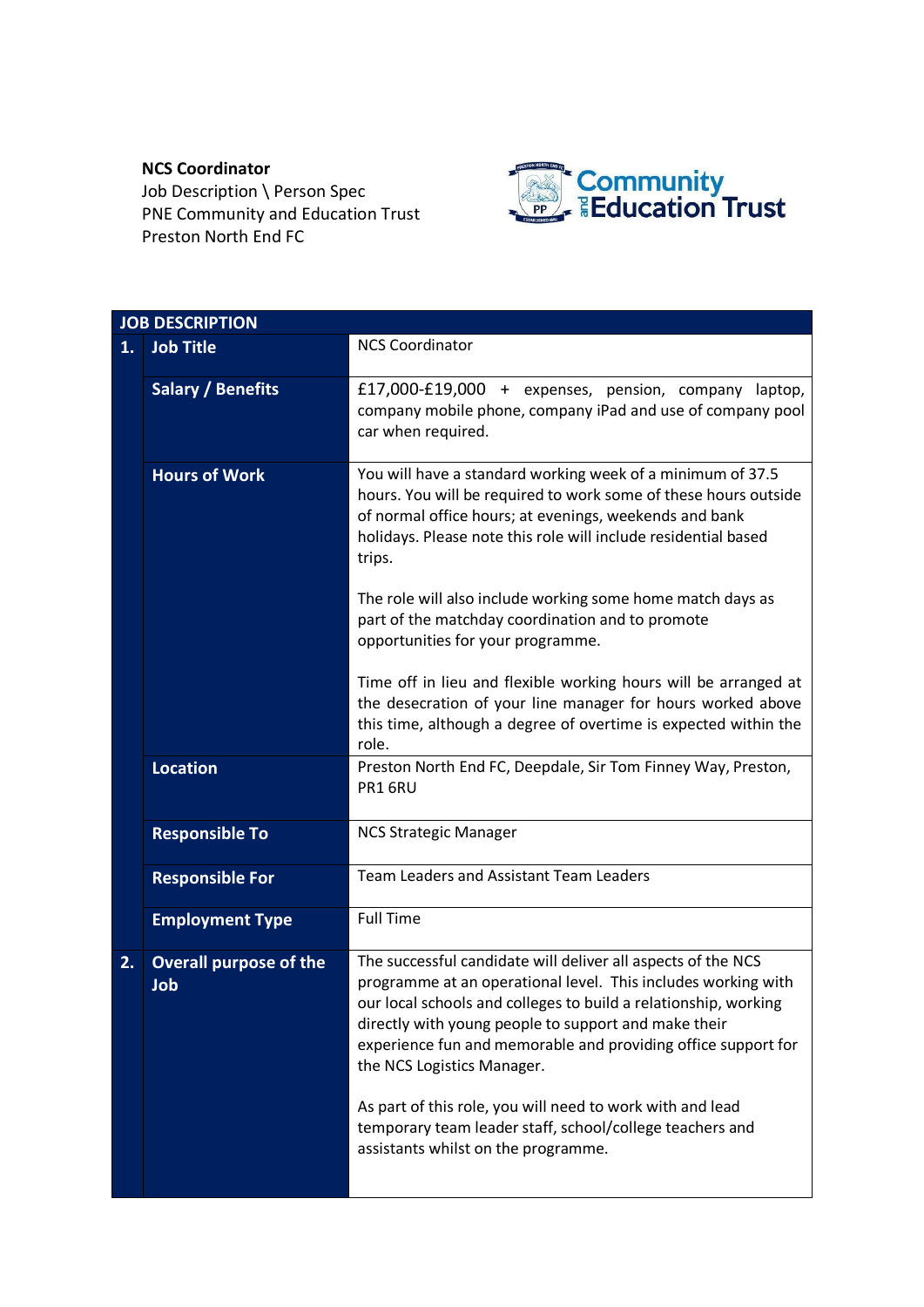**NCS Coordinator**
Job Description \ Person Spec
PNE Community and Education Trust
Preston North End FC

| JOB DESCRIPTION | | |
|---|---|---|
| **1.** | **Job Title** | NCS Coordinator |
| | **Salary / Benefits** | £17,000-£19,000 + expenses, pension, company laptop, company mobile phone, company iPad and use of company pool car when required. |
| | **Hours of Work** | You will have a standard working week of a minimum of 37.5 hours. You will be required to work some of these hours outside of normal office hours; at evenings, weekends and bank holidays. Please note this role will include residential based trips.<br><br>The role will also include working some home match days as part of the matchday coordination and to promote opportunities for your programme.<br><br>Time off in lieu and flexible working hours will be arranged at the desecration of your line manager for hours worked above this time, although a degree of overtime is expected within the role. |
| | **Location** | Preston North End FC, Deepdale, Sir Tom Finney Way, Preston, PR1 6RU |
| | **Responsible To** | NCS Strategic Manager |
| | **Responsible For** | Team Leaders and Assistant Team Leaders |
| | **Employment Type** | Full Time |
| **2.** | **Overall purpose of the Job** | The successful candidate will deliver all aspects of the NCS programme at an operational level. This includes working with our local schools and colleges to build a relationship, working directly with young people to support and make their experience fun and memorable and providing office support for the NCS Logistics Manager.<br><br>As part of this role, you will need to work with and lead temporary team leader staff, school/college teachers and assistants whilst on the programme. |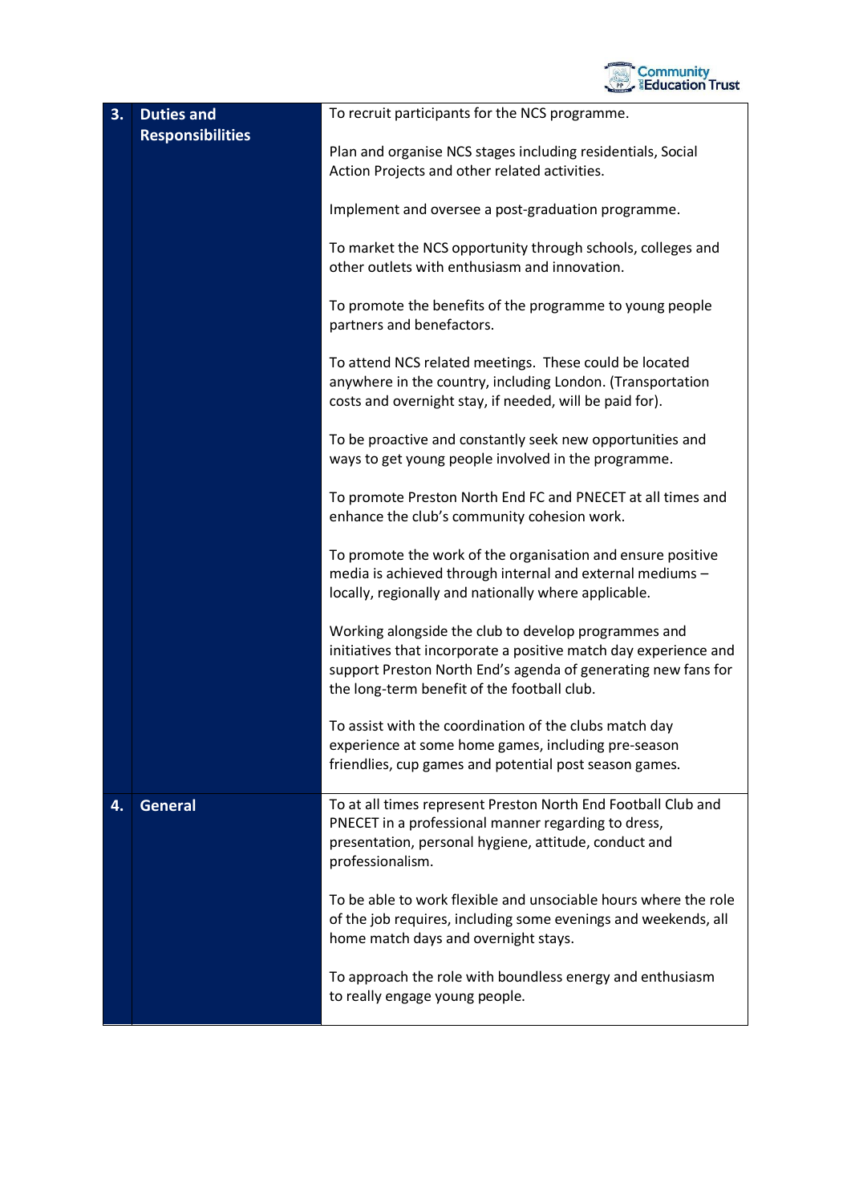| | | |
|---|---|---|
| **3.** | **Duties and Responsibilities** | To recruit participants for the NCS programme.<br><br>Plan and organise NCS stages including residentials, Social Action Projects and other related activities.<br><br>Implement and oversee a post-graduation programme.<br><br>To market the NCS opportunity through schools, colleges and other outlets with enthusiasm and innovation.<br><br>To promote the benefits of the programme to young people partners and benefactors.<br><br>To attend NCS related meetings. These could be located anywhere in the country, including London. (Transportation costs and overnight stay, if needed, will be paid for).<br><br>To be proactive and constantly seek new opportunities and ways to get young people involved in the programme.<br><br>To promote Preston North End FC and PNECET at all times and enhance the club's community cohesion work.<br><br>To promote the work of the organisation and ensure positive media is achieved through internal and external mediums – locally, regionally and nationally where applicable.<br><br>Working alongside the club to develop programmes and initiatives that incorporate a positive match day experience and support Preston North End's agenda of generating new fans for the long-term benefit of the football club.<br><br>To assist with the coordination of the clubs match day experience at some home games, including pre-season friendlies, cup games and potential post season games. |
| **4.** | **General** | To at all times represent Preston North End Football Club and PNECET in a professional manner regarding to dress, presentation, personal hygiene, attitude, conduct and professionalism.<br><br>To be able to work flexible and unsociable hours where the role of the job requires, including some evenings and weekends, all home match days and overnight stays.<br><br>To approach the role with boundless energy and enthusiasm to really engage young people. |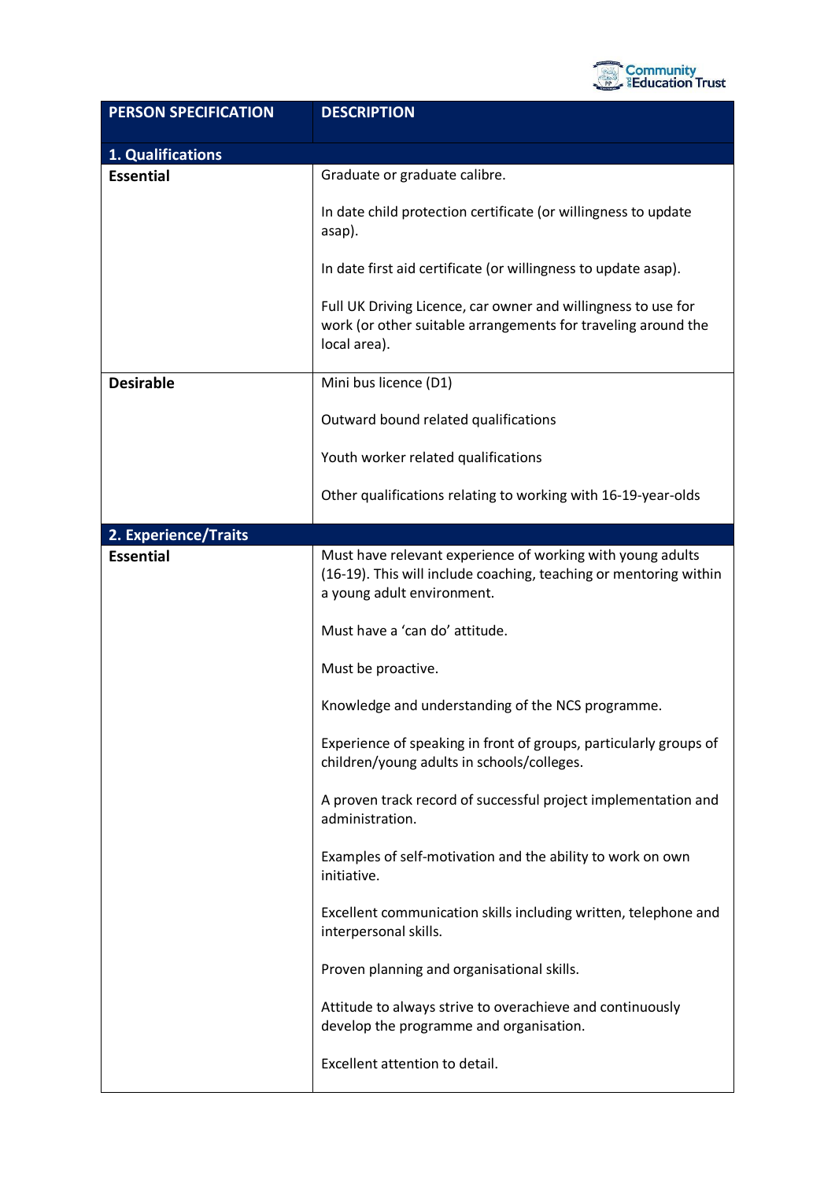| PERSON SPECIFICATION | DESCRIPTION |
| --- | --- |
| **1. Qualifications** | |
| **Essential** | Graduate or graduate calibre.<br><br>In date child protection certificate (or willingness to update asap).<br><br>In date first aid certificate (or willingness to update asap).<br><br>Full UK Driving Licence, car owner and willingness to use for work (or other suitable arrangements for traveling around the local area). |
| **Desirable** | Mini bus licence (D1)<br><br>Outward bound related qualifications<br><br>Youth worker related qualifications<br><br>Other qualifications relating to working with 16-19-year-olds |
| **2. Experience/Traits** | |
| **Essential** | Must have relevant experience of working with young adults (16-19). This will include coaching, teaching or mentoring within a young adult environment.<br><br>Must have a 'can do' attitude.<br><br>Must be proactive.<br><br>Knowledge and understanding of the NCS programme.<br><br>Experience of speaking in front of groups, particularly groups of children/young adults in schools/colleges.<br><br>A proven track record of successful project implementation and administration.<br><br>Examples of self-motivation and the ability to work on own initiative.<br><br>Excellent communication skills including written, telephone and interpersonal skills.<br><br>Proven planning and organisational skills.<br><br>Attitude to always strive to overachieve and continuously develop the programme and organisation.<br><br>Excellent attention to detail. |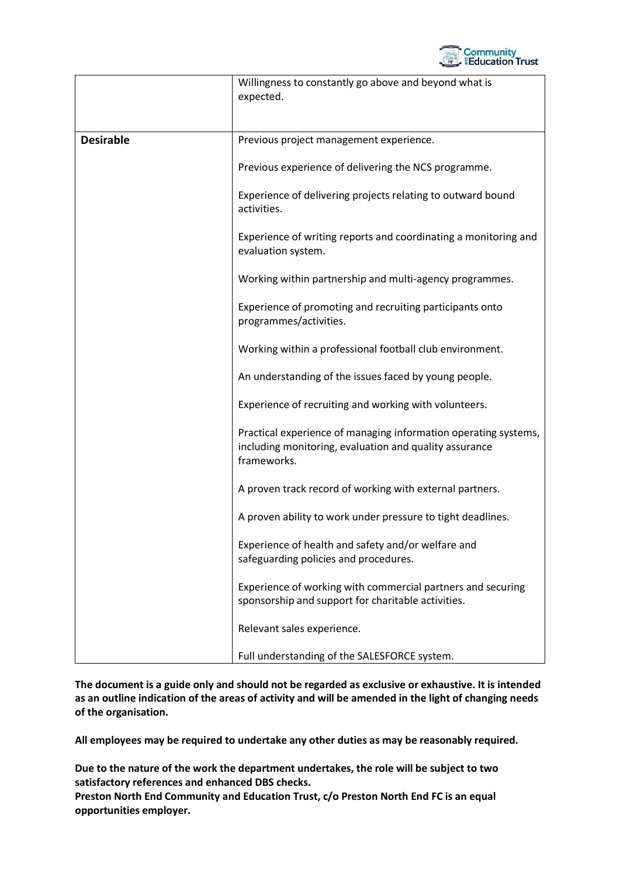| | |
|---|---|
| | Willingness to constantly go above and beyond what is expected. |
| **Desirable** | Previous project management experience.<br><br>Previous experience of delivering the NCS programme.<br><br>Experience of delivering projects relating to outward bound activities.<br><br>Experience of writing reports and coordinating a monitoring and evaluation system.<br><br>Working within partnership and multi-agency programmes.<br><br>Experience of promoting and recruiting participants onto programmes/activities.<br><br>Working within a professional football club environment.<br><br>An understanding of the issues faced by young people.<br><br>Experience of recruiting and working with volunteers.<br><br>Practical experience of managing information operating systems, including monitoring, evaluation and quality assurance frameworks.<br><br>A proven track record of working with external partners.<br><br>A proven ability to work under pressure to tight deadlines.<br><br>Experience of health and safety and/or welfare and safeguarding policies and procedures.<br><br>Experience of working with commercial partners and securing sponsorship and support for charitable activities.<br><br>Relevant sales experience.<br><br>Full understanding of the SALESFORCE system. |

**The document is a guide only and should not be regarded as exclusive or exhaustive. It is intended as an outline indication of the areas of activity and will be amended in the light of changing needs of the organisation.**

**All employees may be required to undertake any other duties as may be reasonably required.**

**Due to the nature of the work the department undertakes, the role will be subject to two satisfactory references and enhanced DBS checks.**
**Preston North End Community and Education Trust, c/o Preston North End FC is an equal opportunities employer.**